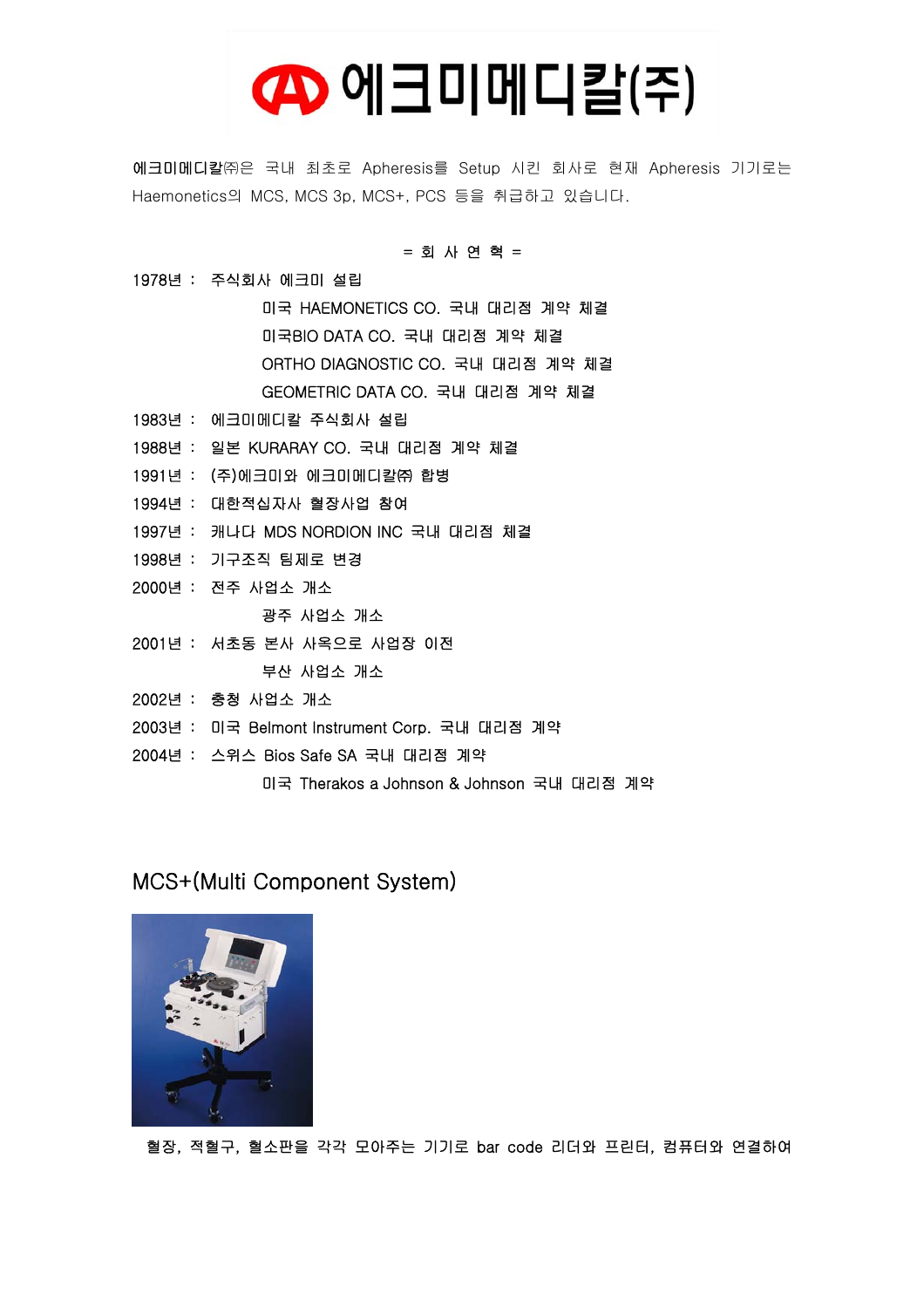# 에크미메디칼(주)

**에크미메디칼㈜**은 국내 최초로 Apheresis를 Setup 시킨 회사로 현재 Apheresis 기기로는 Haemonetics의 MCS, MCS 3p, MCS+, PCS 등을 취급하고 있습니다.

= 회 사 연 혁 =

1978년 : 주식회사 에크미 설립
미국 HAEMONETICS CO. 국내 대리점 계약 체결
미국BIO DATA CO. 국내 대리점 계약 체결
ORTHO DIAGNOSTIC CO. 국내 대리점 계약 체결
GEOMETRIC DATA CO. 국내 대리점 계약 체결
1983년 : 에크미메디칼 주식회사 설립
1988년 : 일본 KURARAY CO. 국내 대리점 계약 체결
1991년 : (주)에크미와 에크미메디칼㈜ 합병
1994년 : 대한적십자사 혈장사업 참여
1997년 : 캐나다 MDS NORDION INC 국내 대리점 체결
1998년 : 기구조직 팀제로 변경
2000년 : 전주 사업소 개소
광주 사업소 개소
2001년 : 서초동 본사 사옥으로 사업장 이전
부산 사업소 개소
2002년 : 충청 사업소 개소
2003년 : 미국 Belmont Instrument Corp. 국내 대리점 계약
2004년 : 스위스 Bios Safe SA 국내 대리점 계약
미국 Therakos a Johnson & Johnson 국내 대리점 계약

## MCS+(Multi Component System)

혈장, 적혈구, 혈소판을 각각 모아주는 기기로 bar code 리더와 프린터, 컴퓨터와 연결하여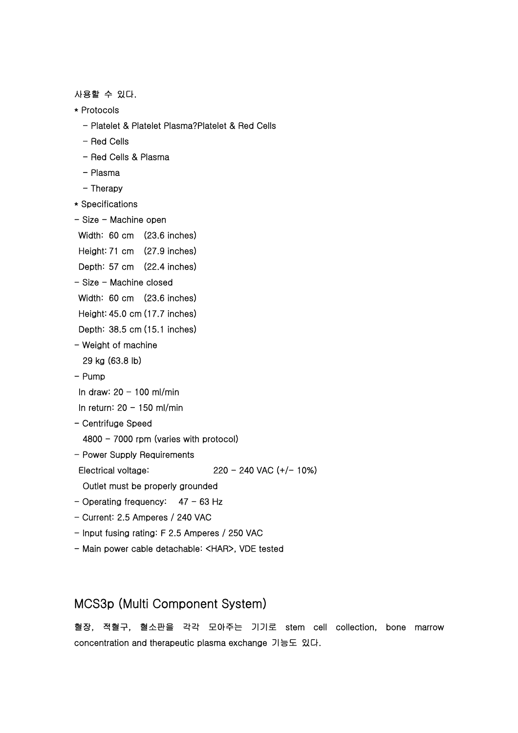사용할 수 있다.

* Protocols
  - Platelet & Platelet Plasma?Platelet & Red Cells
  - Red Cells
  - Red Cells & Plasma
  - Plasma
  - Therapy
* Specifications

- Size - Machine open
  Width: 60 cm (23.6 inches)
  Height: 71 cm (27.9 inches)
  Depth: 57 cm (22.4 inches)
- Size - Machine closed
  Width: 60 cm (23.6 inches)
  Height: 45.0 cm (17.7 inches)
  Depth: 38.5 cm (15.1 inches)
- Weight of machine
  29 kg (63.8 lb)
- Pump
  In draw: 20 - 100 ml/min
  In return: 20 - 150 ml/min
- Centrifuge Speed
  4800 - 7000 rpm (varies with protocol)
- Power Supply Requirements
  Electrical voltage: 220 - 240 VAC (+/- 10%)
  Outlet must be properly grounded
- Operating frequency: 47 - 63 Hz
- Current: 2.5 Amperes / 240 VAC
- Input fusing rating: F 2.5 Amperes / 250 VAC
- Main power cable detachable: <HAR>, VDE tested

## MCS3p (Multi Component System)

혈장, 적혈구, 혈소판을 각각 모아주는 기기로 stem cell collection, bone marrow concentration and therapeutic plasma exchange 기능도 있다.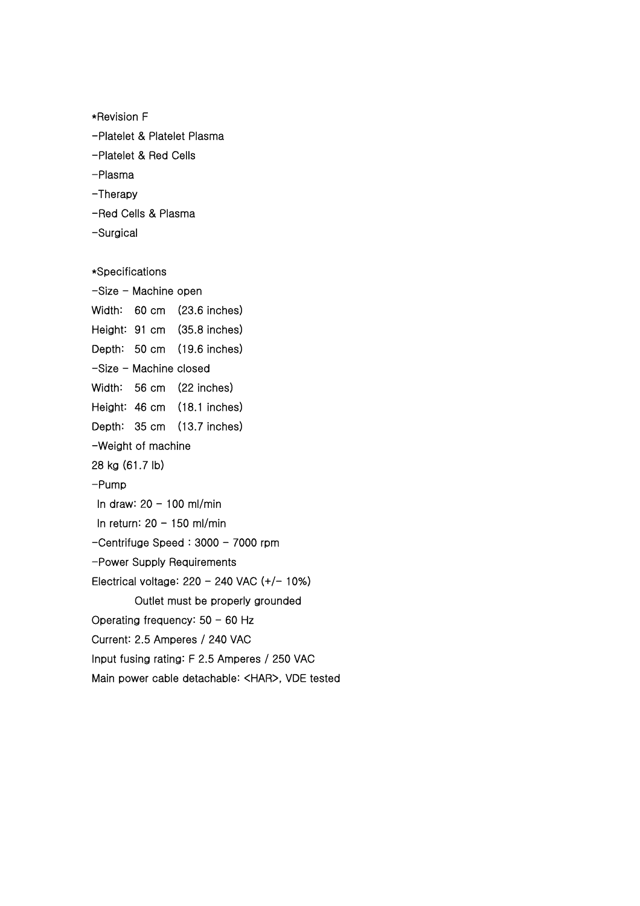*Revision F

-Platelet & Platelet Plasma

-Platelet & Red Cells

-Plasma

-Therapy

-Red Cells & Plasma

-Surgical

*Specifications

-Size – Machine open

Width: 60 cm (23.6 inches)

Height: 91 cm (35.8 inches)

Depth: 50 cm (19.6 inches)

-Size – Machine closed

Width: 56 cm (22 inches)

Height: 46 cm (18.1 inches)

Depth: 35 cm (13.7 inches)

-Weight of machine

28 kg (61.7 lb)

-Pump

In draw: 20 – 100 ml/min

In return: 20 – 150 ml/min

-Centrifuge Speed : 3000 – 7000 rpm

-Power Supply Requirements

Electrical voltage: 220 – 240 VAC (+/- 10%)

Outlet must be properly grounded

Operating frequency: 50 – 60 Hz

Current: 2.5 Amperes / 240 VAC

Input fusing rating: F 2.5 Amperes / 250 VAC

Main power cable detachable: <HAR>, VDE tested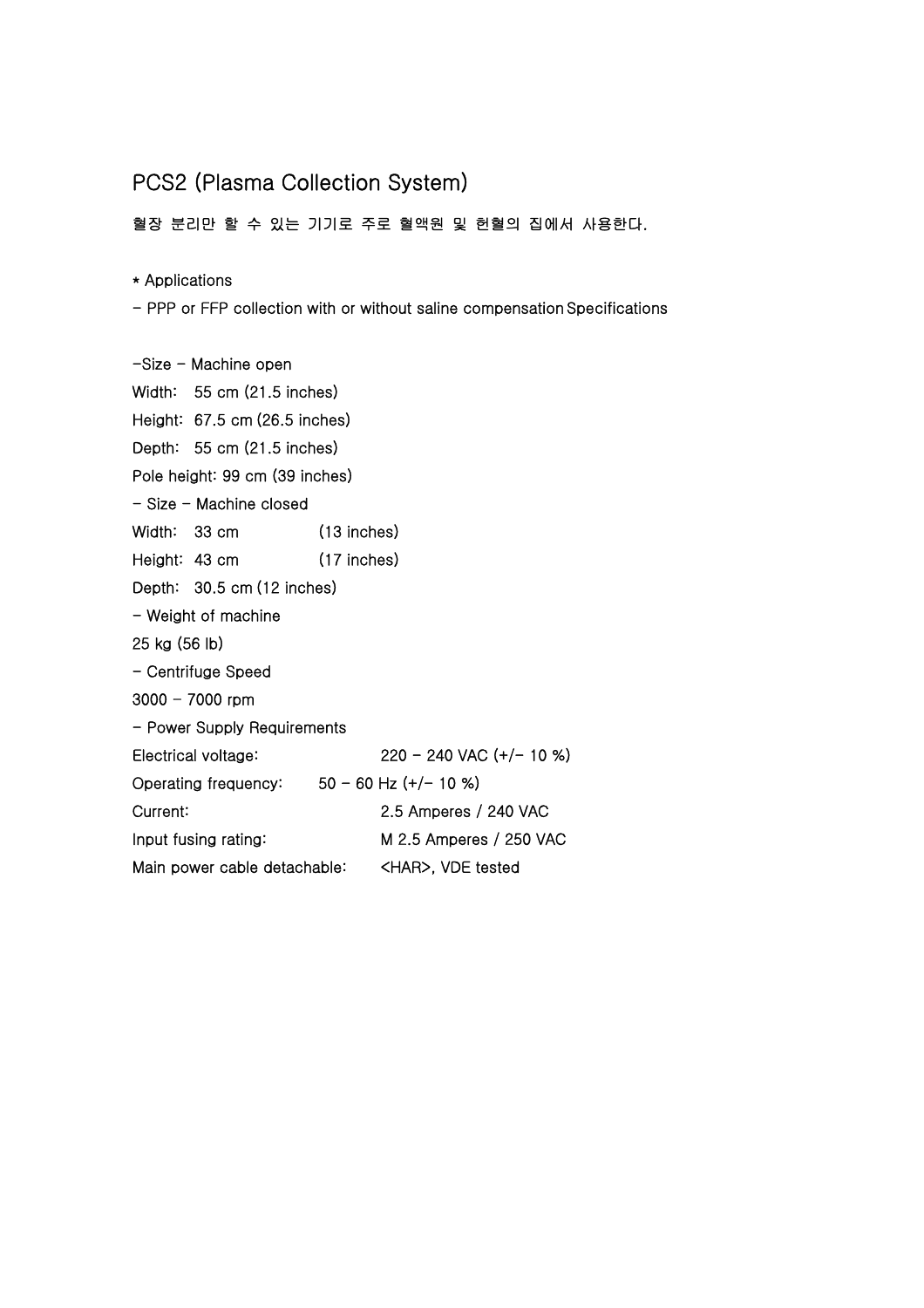## PCS2 (Plasma Collection System)

혈장 분리만 할 수 있는 기기로 주로 혈액원 및 헌혈의 집에서 사용한다.

* Applications

- PPP or FFP collection with or without saline compensation Specifications

-Size - Machine open

Width: 55 cm (21.5 inches)

Height: 67.5 cm (26.5 inches)

Depth: 55 cm (21.5 inches)

Pole height: 99 cm (39 inches)

- Size - Machine closed

Width: 33 cm (13 inches)

Height: 43 cm (17 inches)

Depth: 30.5 cm (12 inches)

- Weight of machine

25 kg (56 lb)

- Centrifuge Speed

3000 - 7000 rpm

- Power Supply Requirements

Electrical voltage: 220 - 240 VAC (+/- 10 %)

Operating frequency: 50 - 60 Hz (+/- 10 %)

Current: 2.5 Amperes / 240 VAC

Input fusing rating: M 2.5 Amperes / 250 VAC

Main power cable detachable: <HAR>, VDE tested